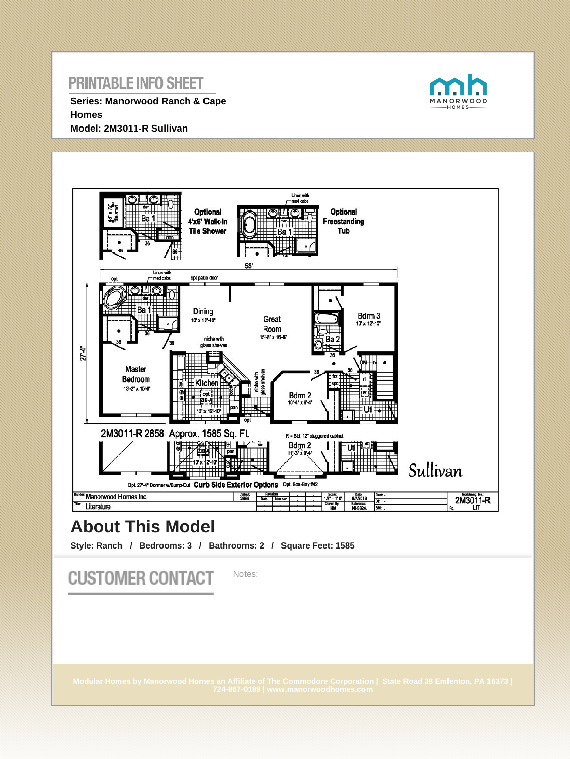# PRINTABLE INFO SHEET

**Series: Manorwood Ranch & Cape Homes**
**Model: 2M3011-R Sullivan**

MANORWOOD HOMES

Optional 4'x6' Walk-In Tile Shower

Optional Freestanding Tub

Linen with med cabs

58'

27'-4"

opt patio door

Ba 1

Dining 10' x 12'-10"

Great Room 15'-8" x 16'-8"

Bdrm 3 10' x 12'-10"

Ba 2

niche with glass shelves

Master Bedroom 13'-2" x 15'-6"

Kitchen 13' x 12'-10"

Bdrm 2 10'-4" x 9'-4"

Utl

2M3011-R 2858 Approx. 1585 Sq. Ft.

R = Std. 12" staggered cabinet

Bdrm 2 11'-3" x 9'-4"

Opt. 27'-4" Dormer w/Bump-Out **Curb Side Exterior Options** Opt. Box-Bay #42

Sullivan

| Builder: Manorwood Homes Inc. | Callout: 2858 | Scale: 1/8" = 1'-0" | Date: 6/7/2019 | Model/Eng. No.: 2M3011-R |
|---|---|---|---|---|
| Title: Literature | | Drawn By: HM | Reference: NH362A | Pg: LIT |

## About This Model

**Style: Ranch / Bedrooms: 3 / Bathrooms: 2 / Square Feet: 1585**

# CUSTOMER CONTACT

Notes:

Modular Homes by Manorwood Homes an Affiliate of The Commodore Corporation | State Road 38 Emlenton, PA 16373 | 724-867-0189 | www.manorwoodhomes.com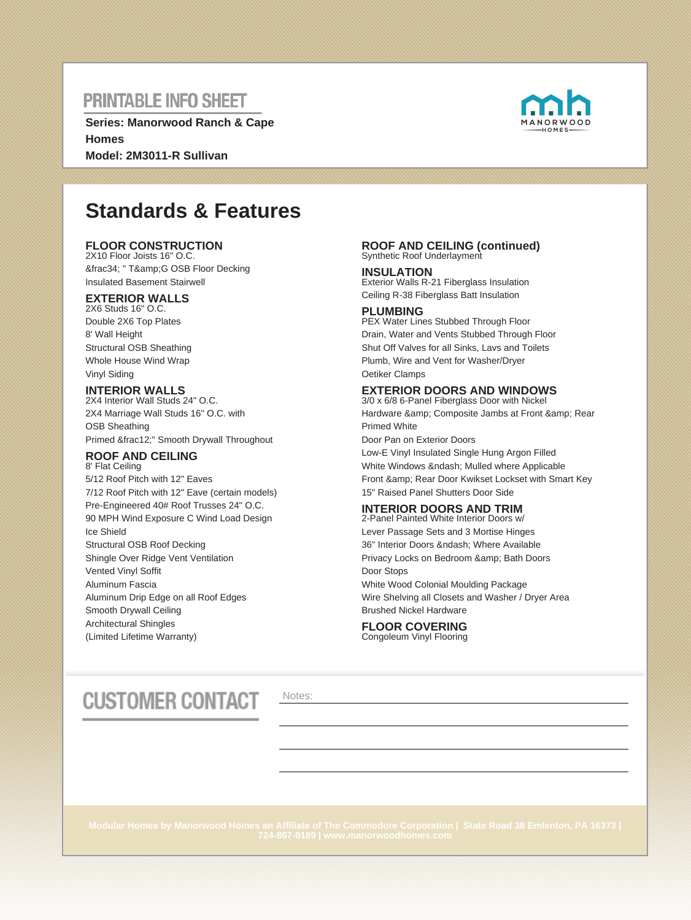## PRINTABLE INFO SHEET

**Series: Manorwood Ranch & Cape Homes**
**Model: 2M3011-R Sullivan**

MANORWOOD HOMES

# Standards & Features

### FLOOR CONSTRUCTION
2X10 Floor Joists 16" O.C.
&frac34; " T&amp;G OSB Floor Decking
Insulated Basement Stairwell

### EXTERIOR WALLS
2X6 Studs 16" O.C.
Double 2X6 Top Plates
8' Wall Height
Structural OSB Sheathing
Whole House Wind Wrap
Vinyl Siding

### INTERIOR WALLS
2X4 Interior Wall Studs 24" O.C.
2X4 Marriage Wall Studs 16" O.C. with OSB Sheathing
Primed &frac12;" Smooth Drywall Throughout

### ROOF AND CEILING
8' Flat Ceiling
5/12 Roof Pitch with 12" Eaves
7/12 Roof Pitch with 12" Eave (certain models)
Pre-Engineered 40# Roof Trusses 24" O.C.
90 MPH Wind Exposure C Wind Load Design
Ice Shield
Structural OSB Roof Decking
Shingle Over Ridge Vent Ventilation
Vented Vinyl Soffit
Aluminum Fascia
Aluminum Drip Edge on all Roof Edges
Smooth Drywall Ceiling
Architectural Shingles
(Limited Lifetime Warranty)

### ROOF AND CEILING (continued)
Synthetic Roof Underlayment

### INSULATION
Exterior Walls R-21 Fiberglass Insulation
Ceiling R-38 Fiberglass Batt Insulation

### PLUMBING
PEX Water Lines Stubbed Through Floor
Drain, Water and Vents Stubbed Through Floor
Shut Off Valves for all Sinks, Lavs and Toilets
Plumb, Wire and Vent for Washer/Dryer
Oetiker Clamps

### EXTERIOR DOORS AND WINDOWS
3/0 x 6/8 6-Panel Fiberglass Door with Nickel Hardware &amp; Composite Jambs at Front &amp; Rear
Primed White
Door Pan on Exterior Doors
Low-E Vinyl Insulated Single Hung Argon Filled White Windows &ndash; Mulled where Applicable
Front &amp; Rear Door Kwikset Lockset with Smart Key
15" Raised Panel Shutters Door Side

### INTERIOR DOORS AND TRIM
2-Panel Painted White Interior Doors w/ Lever Passage Sets and 3 Mortise Hinges
36" Interior Doors &ndash; Where Available
Privacy Locks on Bedroom &amp; Bath Doors
Door Stops
White Wood Colonial Moulding Package
Wire Shelving all Closets and Washer / Dryer Area
Brushed Nickel Hardware

### FLOOR COVERING
Congoleum Vinyl Flooring

## CUSTOMER CONTACT

Notes:

Modular Homes by Manorwood Homes an Affiliate of The Commodore Corporation | State Road 38 Emlenton, PA 16373 | 724-867-0189 | www.manorwoodhomes.com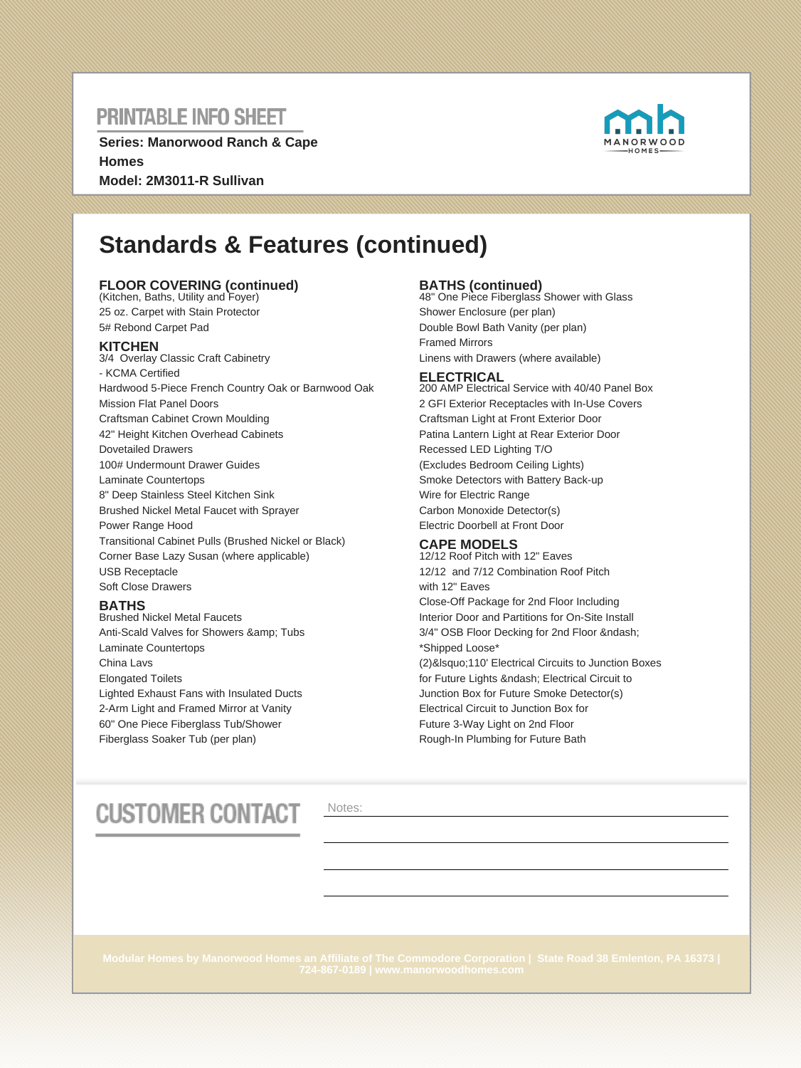# PRINTABLE INFO SHEET

**Series: Manorwood Ranch & Cape Homes**
**Model: 2M3011-R Sullivan**

## Standards & Features (continued)

### FLOOR COVERING (continued)

(Kitchen, Baths, Utility and Foyer)
25 oz. Carpet with Stain Protector
5# Rebond Carpet Pad

### KITCHEN

3/4 Overlay Classic Craft Cabinetry
- KCMA Certified
Hardwood 5-Piece French Country Oak or Barnwood Oak
Mission Flat Panel Doors
Craftsman Cabinet Crown Moulding
42" Height Kitchen Overhead Cabinets
Dovetailed Drawers
100# Undermount Drawer Guides
Laminate Countertops
8" Deep Stainless Steel Kitchen Sink
Brushed Nickel Metal Faucet with Sprayer
Power Range Hood
Transitional Cabinet Pulls (Brushed Nickel or Black)
Corner Base Lazy Susan (where applicable)
USB Receptacle
Soft Close Drawers

### BATHS

Brushed Nickel Metal Faucets
Anti-Scald Valves for Showers &amp; Tubs
Laminate Countertops
China Lavs
Elongated Toilets
Lighted Exhaust Fans with Insulated Ducts
2-Arm Light and Framed Mirror at Vanity
60" One Piece Fiberglass Tub/Shower
Fiberglass Soaker Tub (per plan)

### BATHS (continued)

48" One Piece Fiberglass Shower with Glass Shower Enclosure (per plan)
Double Bowl Bath Vanity (per plan)
Framed Mirrors
Linens with Drawers (where available)

### ELECTRICAL

200 AMP Electrical Service with 40/40 Panel Box
2 GFI Exterior Receptacles with In-Use Covers
Craftsman Light at Front Exterior Door
Patina Lantern Light at Rear Exterior Door
Recessed LED Lighting T/O
(Excludes Bedroom Ceiling Lights)
Smoke Detectors with Battery Back-up
Wire for Electric Range
Carbon Monoxide Detector(s)
Electric Doorbell at Front Door

### CAPE MODELS

12/12 Roof Pitch with 12" Eaves
12/12 and 7/12 Combination Roof Pitch with 12" Eaves
Close-Off Package for 2nd Floor Including Interior Door and Partitions for On-Site Install
3/4" OSB Floor Decking for 2nd Floor &ndash; *Shipped Loose*
(2)&lsquo;110' Electrical Circuits to Junction Boxes for Future Lights &ndash; Electrical Circuit to Junction Box for Future Smoke Detector(s)
Electrical Circuit to Junction Box for Future 3-Way Light on 2nd Floor
Rough-In Plumbing for Future Bath

## CUSTOMER CONTACT

Notes:

Modular Homes by Manorwood Homes an Affiliate of The Commodore Corporation | State Road 38 Emlenton, PA 16373 | 724-867-0189 | www.manorwoodhomes.com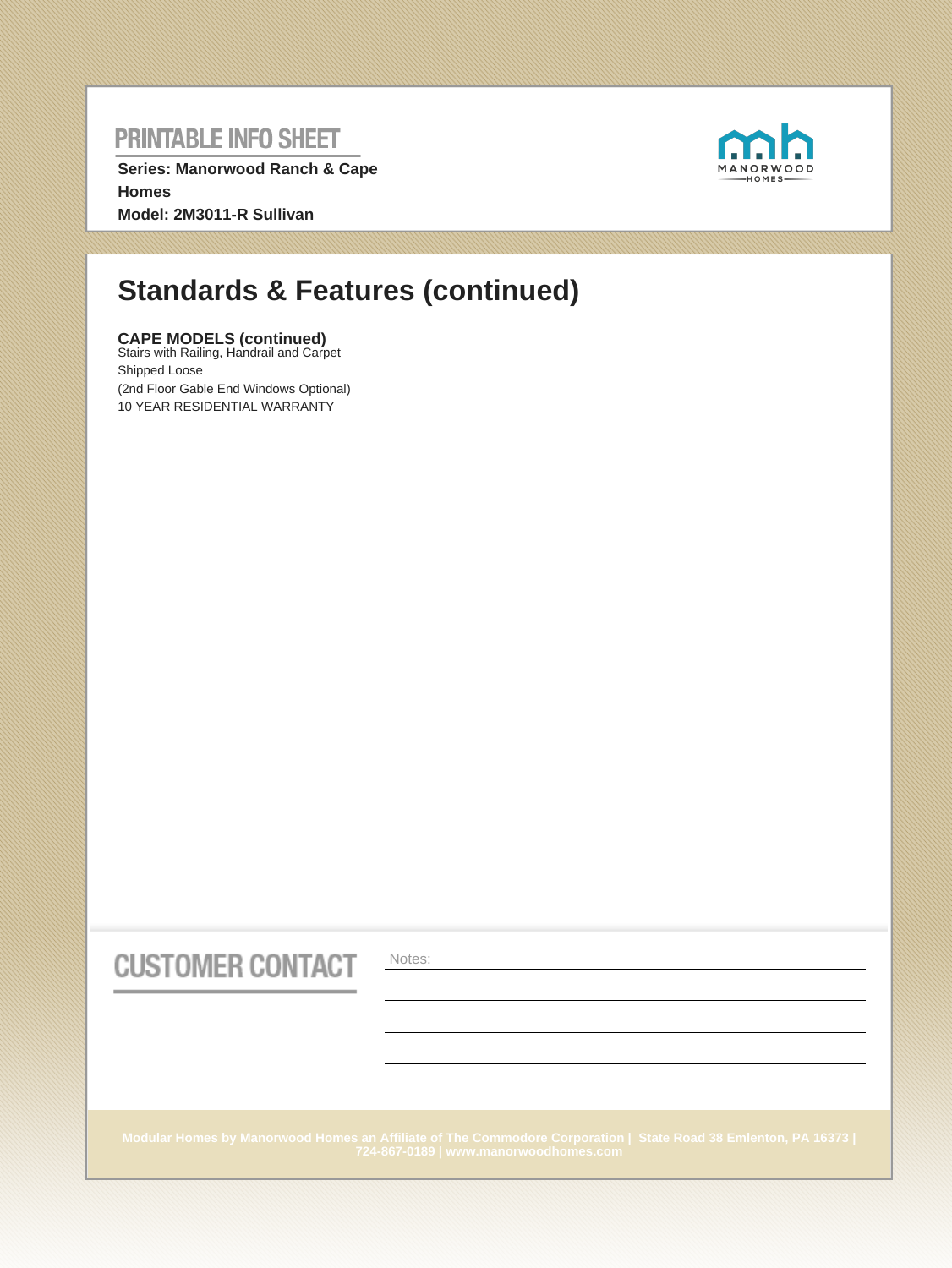PRINTABLE INFO SHEET

**Series: Manorwood Ranch & Cape Homes**
**Model: 2M3011-R Sullivan**

# Standards & Features (continued)

**CAPE MODELS (continued)**
Stairs with Railing, Handrail and Carpet
Shipped Loose
(2nd Floor Gable End Windows Optional)
10 YEAR RESIDENTIAL WARRANTY

CUSTOMER CONTACT

Notes:

Modular Homes by Manorwood Homes an Affiliate of The Commodore Corporation | State Road 38 Emlenton, PA 16373 | 724-867-0189 | www.manorwoodhomes.com